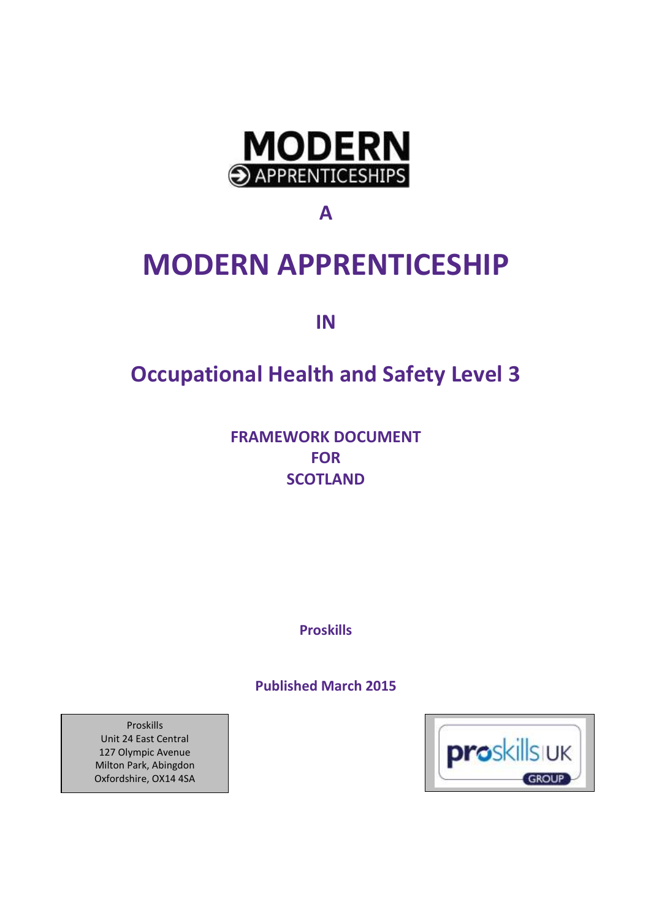MODERN APPRENTICESHIPS

A

# MODERN APPRENTICESHIP

IN

## Occupational Health and Safety Level 3

**FRAMEWORK DOCUMENT FOR SCOTLAND**

**Proskills**

**Published March 2015**

Proskills
Unit 24 East Central
127 Olympic Avenue
Milton Park, Abingdon
Oxfordshire, OX14 4SA

proskills UK GROUP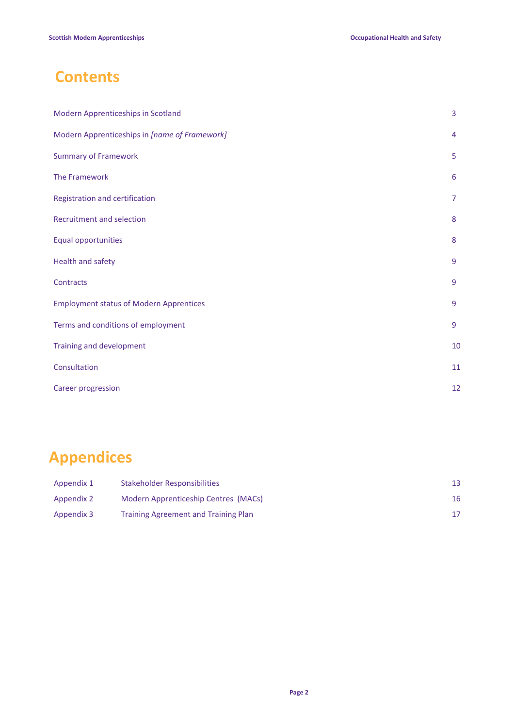# Contents

| | |
|---|---|
| Modern Apprenticeships in Scotland | 3 |
| Modern Apprenticeships in *[name of Framework]* | 4 |
| Summary of Framework | 5 |
| The Framework | 6 |
| Registration and certification | 7 |
| Recruitment and selection | 8 |
| Equal opportunities | 8 |
| Health and safety | 9 |
| Contracts | 9 |
| Employment status of Modern Apprentices | 9 |
| Terms and conditions of employment | 9 |
| Training and development | 10 |
| Consultation | 11 |
| Career progression | 12 |

# Appendices

| | | |
|---|---|---|
| Appendix 1 | Stakeholder Responsibilities | 13 |
| Appendix 2 | Modern Apprenticeship Centres (MACs) | 16 |
| Appendix 3 | Training Agreement and Training Plan | 17 |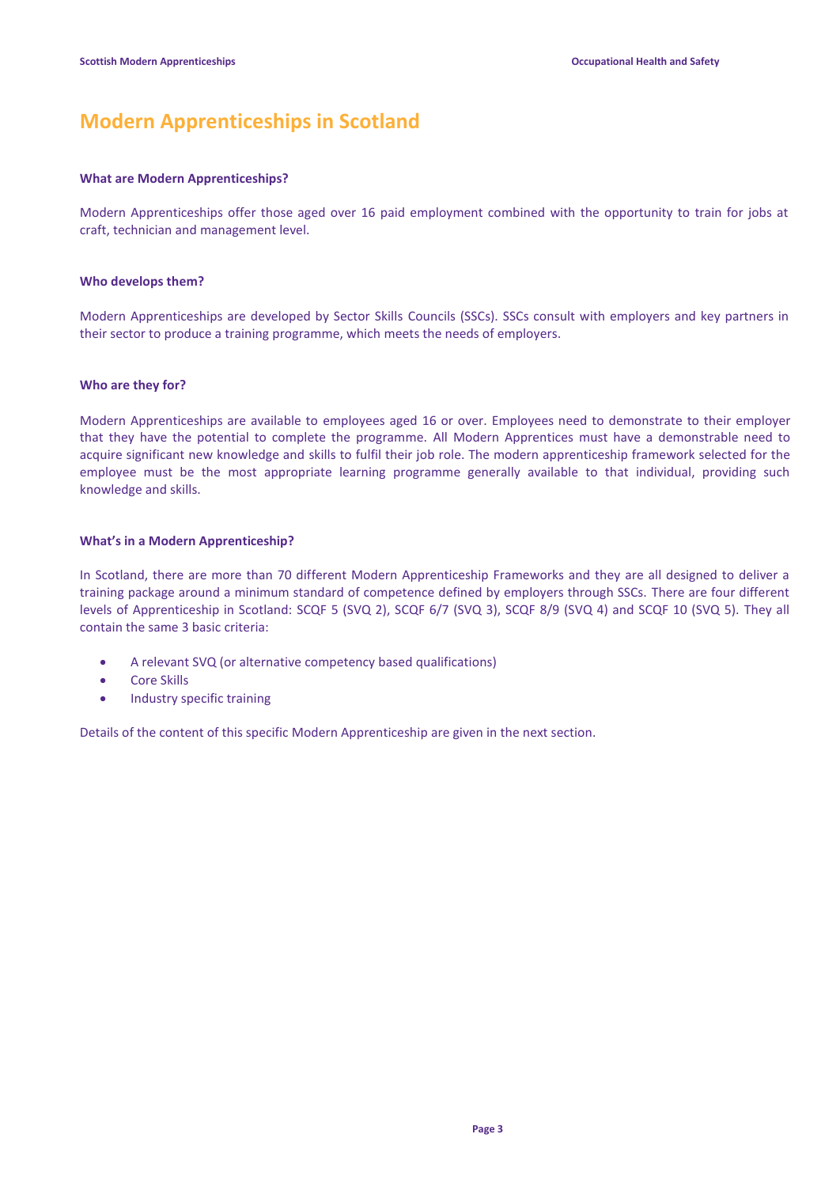# Modern Apprenticeships in Scotland

### What are Modern Apprenticeships?

Modern Apprenticeships offer those aged over 16 paid employment combined with the opportunity to train for jobs at craft, technician and management level.

### Who develops them?

Modern Apprenticeships are developed by Sector Skills Councils (SSCs). SSCs consult with employers and key partners in their sector to produce a training programme, which meets the needs of employers.

### Who are they for?

Modern Apprenticeships are available to employees aged 16 or over. Employees need to demonstrate to their employer that they have the potential to complete the programme. All Modern Apprentices must have a demonstrable need to acquire significant new knowledge and skills to fulfil their job role. The modern apprenticeship framework selected for the employee must be the most appropriate learning programme generally available to that individual, providing such knowledge and skills.

### What's in a Modern Apprenticeship?

In Scotland, there are more than 70 different Modern Apprenticeship Frameworks and they are all designed to deliver a training package around a minimum standard of competence defined by employers through SSCs. There are four different levels of Apprenticeship in Scotland: SCQF 5 (SVQ 2), SCQF 6/7 (SVQ 3), SCQF 8/9 (SVQ 4) and SCQF 10 (SVQ 5). They all contain the same 3 basic criteria:

- A relevant SVQ (or alternative competency based qualifications)
- Core Skills
- Industry specific training

Details of the content of this specific Modern Apprenticeship are given in the next section.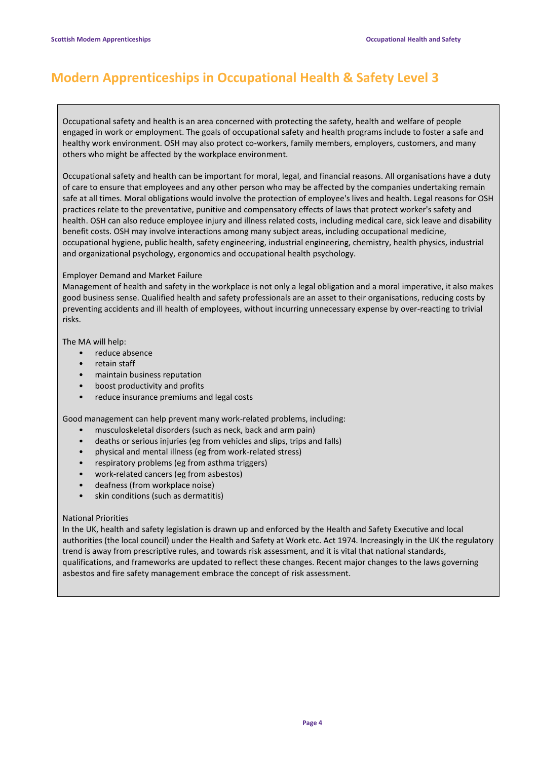# Modern Apprenticeships in Occupational Health & Safety Level 3

Occupational safety and health is an area concerned with protecting the safety, health and welfare of people engaged in work or employment. The goals of occupational safety and health programs include to foster a safe and healthy work environment. OSH may also protect co-workers, family members, employers, customers, and many others who might be affected by the workplace environment.

Occupational safety and health can be important for moral, legal, and financial reasons. All organisations have a duty of care to ensure that employees and any other person who may be affected by the companies undertaking remain safe at all times. Moral obligations would involve the protection of employee's lives and health. Legal reasons for OSH practices relate to the preventative, punitive and compensatory effects of laws that protect worker's safety and health. OSH can also reduce employee injury and illness related costs, including medical care, sick leave and disability benefit costs. OSH may involve interactions among many subject areas, including occupational medicine, occupational hygiene, public health, safety engineering, industrial engineering, chemistry, health physics, industrial and organizational psychology, ergonomics and occupational health psychology.

Employer Demand and Market Failure

Management of health and safety in the workplace is not only a legal obligation and a moral imperative, it also makes good business sense. Qualified health and safety professionals are an asset to their organisations, reducing costs by preventing accidents and ill health of employees, without incurring unnecessary expense by over-reacting to trivial risks.

The MA will help:

- reduce absence
- retain staff
- maintain business reputation
- boost productivity and profits
- reduce insurance premiums and legal costs

Good management can help prevent many work-related problems, including:

- musculoskeletal disorders (such as neck, back and arm pain)
- deaths or serious injuries (eg from vehicles and slips, trips and falls)
- physical and mental illness (eg from work-related stress)
- respiratory problems (eg from asthma triggers)
- work-related cancers (eg from asbestos)
- deafness (from workplace noise)
- skin conditions (such as dermatitis)

National Priorities

In the UK, health and safety legislation is drawn up and enforced by the Health and Safety Executive and local authorities (the local council) under the Health and Safety at Work etc. Act 1974. Increasingly in the UK the regulatory trend is away from prescriptive rules, and towards risk assessment, and it is vital that national standards, qualifications, and frameworks are updated to reflect these changes. Recent major changes to the laws governing asbestos and fire safety management embrace the concept of risk assessment.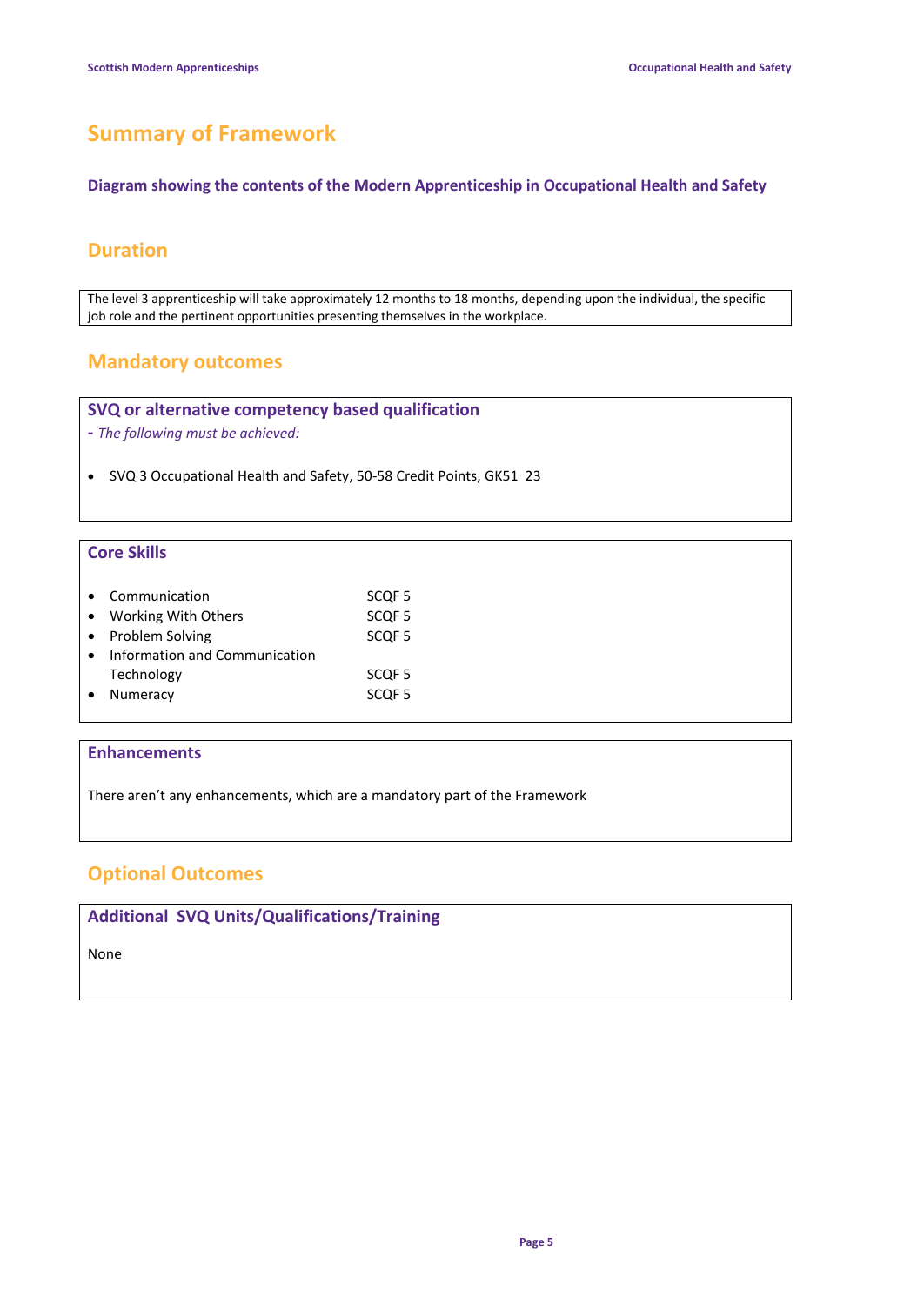# Summary of Framework

**Diagram showing the contents of the Modern Apprenticeship in Occupational Health and Safety**

## Duration

The level 3 apprenticeship will take approximately 12 months to 18 months, depending upon the individual, the specific job role and the pertinent opportunities presenting themselves in the workplace.

## Mandatory outcomes

### SVQ or alternative competency based qualification

**-** *The following must be achieved:*

- SVQ 3 Occupational Health and Safety, 50-58 Credit Points, GK51 23

### Core Skills

| Core Skill | Level |
|---|---|
| Communication | SCQF 5 |
| Working With Others | SCQF 5 |
| Problem Solving | SCQF 5 |
| Information and Communication Technology | SCQF 5 |
| Numeracy | SCQF 5 |

### Enhancements

There aren't any enhancements, which are a mandatory part of the Framework

## Optional Outcomes

### Additional SVQ Units/Qualifications/Training

None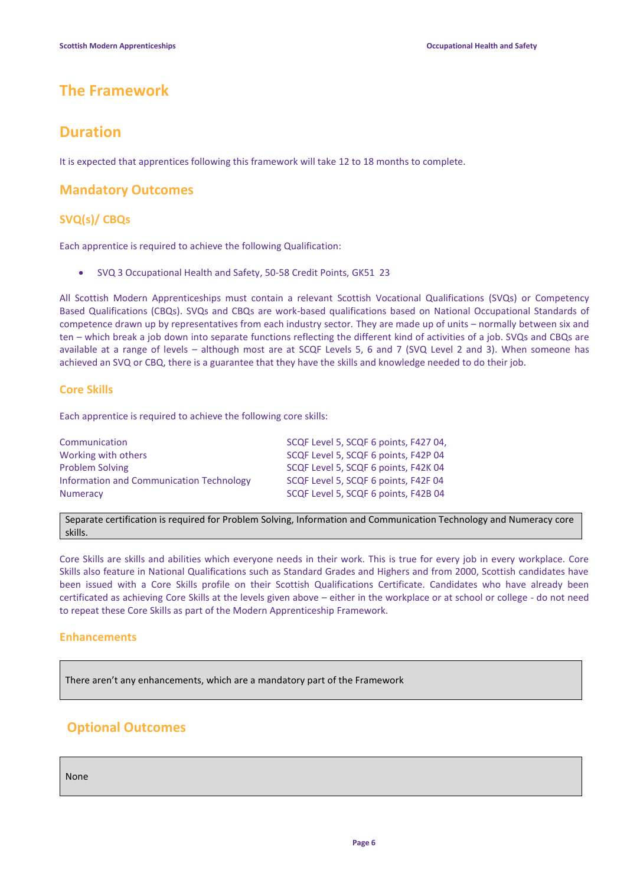# The Framework

## Duration

It is expected that apprentices following this framework will take 12 to 18 months to complete.

## Mandatory Outcomes

### SVQ(s)/ CBQs

Each apprentice is required to achieve the following Qualification:

- SVQ 3 Occupational Health and Safety, 50-58 Credit Points, GK51 23

All Scottish Modern Apprenticeships must contain a relevant Scottish Vocational Qualifications (SVQs) or Competency Based Qualifications (CBQs). SVQs and CBQs are work-based qualifications based on National Occupational Standards of competence drawn up by representatives from each industry sector. They are made up of units – normally between six and ten – which break a job down into separate functions reflecting the different kind of activities of a job. SVQs and CBQs are available at a range of levels – although most are at SCQF Levels 5, 6 and 7 (SVQ Level 2 and 3). When someone has achieved an SVQ or CBQ, there is a guarantee that they have the skills and knowledge needed to do their job.

### Core Skills

Each apprentice is required to achieve the following core skills:

| | |
|---|---|
| Communication | SCQF Level 5, SCQF 6 points, F427 04, |
| Working with others | SCQF Level 5, SCQF 6 points, F42P 04 |
| Problem Solving | SCQF Level 5, SCQF 6 points, F42K 04 |
| Information and Communication Technology | SCQF Level 5, SCQF 6 points, F42F 04 |
| Numeracy | SCQF Level 5, SCQF 6 points, F42B 04 |

Separate certification is required for Problem Solving, Information and Communication Technology and Numeracy core skills.

Core Skills are skills and abilities which everyone needs in their work. This is true for every job in every workplace. Core Skills also feature in National Qualifications such as Standard Grades and Highers and from 2000, Scottish candidates have been issued with a Core Skills profile on their Scottish Qualifications Certificate. Candidates who have already been certificated as achieving Core Skills at the levels given above – either in the workplace or at school or college - do not need to repeat these Core Skills as part of the Modern Apprenticeship Framework.

### Enhancements

There aren't any enhancements, which are a mandatory part of the Framework

## Optional Outcomes

None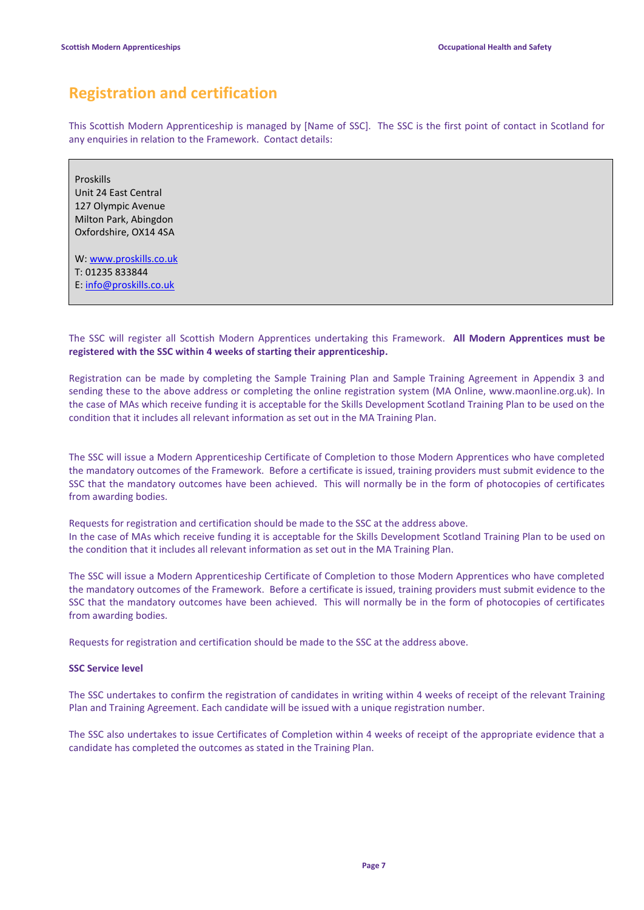## Registration and certification

This Scottish Modern Apprenticeship is managed by [Name of SSC]. The SSC is the first point of contact in Scotland for any enquiries in relation to the Framework. Contact details:

> Proskills
> Unit 24 East Central
> 127 Olympic Avenue
> Milton Park, Abingdon
> Oxfordshire, OX14 4SA
>
> W: www.proskills.co.uk
> T: 01235 833844
> E: info@proskills.co.uk

The SSC will register all Scottish Modern Apprentices undertaking this Framework. **All Modern Apprentices must be registered with the SSC within 4 weeks of starting their apprenticeship.**

Registration can be made by completing the Sample Training Plan and Sample Training Agreement in Appendix 3 and sending these to the above address or completing the online registration system (MA Online, www.maonline.org.uk). In the case of MAs which receive funding it is acceptable for the Skills Development Scotland Training Plan to be used on the condition that it includes all relevant information as set out in the MA Training Plan.

The SSC will issue a Modern Apprenticeship Certificate of Completion to those Modern Apprentices who have completed the mandatory outcomes of the Framework. Before a certificate is issued, training providers must submit evidence to the SSC that the mandatory outcomes have been achieved. This will normally be in the form of photocopies of certificates from awarding bodies.

Requests for registration and certification should be made to the SSC at the address above.
In the case of MAs which receive funding it is acceptable for the Skills Development Scotland Training Plan to be used on the condition that it includes all relevant information as set out in the MA Training Plan.

The SSC will issue a Modern Apprenticeship Certificate of Completion to those Modern Apprentices who have completed the mandatory outcomes of the Framework. Before a certificate is issued, training providers must submit evidence to the SSC that the mandatory outcomes have been achieved. This will normally be in the form of photocopies of certificates from awarding bodies.

Requests for registration and certification should be made to the SSC at the address above.

**SSC Service level**

The SSC undertakes to confirm the registration of candidates in writing within 4 weeks of receipt of the relevant Training Plan and Training Agreement. Each candidate will be issued with a unique registration number.

The SSC also undertakes to issue Certificates of Completion within 4 weeks of receipt of the appropriate evidence that a candidate has completed the outcomes as stated in the Training Plan.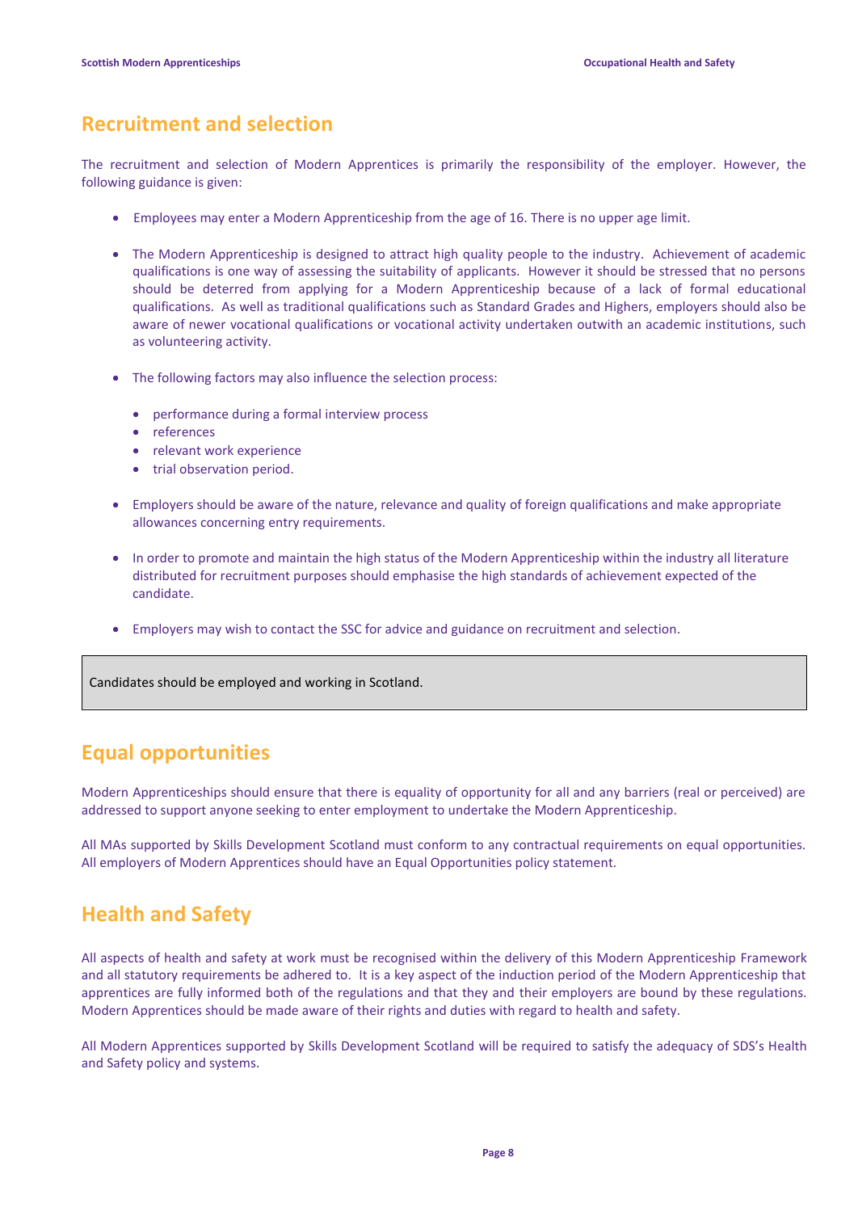## Recruitment and selection

The recruitment and selection of Modern Apprentices is primarily the responsibility of the employer. However, the following guidance is given:

- Employees may enter a Modern Apprenticeship from the age of 16. There is no upper age limit.

- The Modern Apprenticeship is designed to attract high quality people to the industry. Achievement of academic qualifications is one way of assessing the suitability of applicants. However it should be stressed that no persons should be deterred from applying for a Modern Apprenticeship because of a lack of formal educational qualifications. As well as traditional qualifications such as Standard Grades and Highers, employers should also be aware of newer vocational qualifications or vocational activity undertaken outwith an academic institutions, such as volunteering activity.

- The following factors may also influence the selection process:

  - performance during a formal interview process
  - references
  - relevant work experience
  - trial observation period.

- Employers should be aware of the nature, relevance and quality of foreign qualifications and make appropriate allowances concerning entry requirements.

- In order to promote and maintain the high status of the Modern Apprenticeship within the industry all literature distributed for recruitment purposes should emphasise the high standards of achievement expected of the candidate.

- Employers may wish to contact the SSC for advice and guidance on recruitment and selection.

Candidates should be employed and working in Scotland.

## Equal opportunities

Modern Apprenticeships should ensure that there is equality of opportunity for all and any barriers (real or perceived) are addressed to support anyone seeking to enter employment to undertake the Modern Apprenticeship.

All MAs supported by Skills Development Scotland must conform to any contractual requirements on equal opportunities. All employers of Modern Apprentices should have an Equal Opportunities policy statement.

## Health and Safety

All aspects of health and safety at work must be recognised within the delivery of this Modern Apprenticeship Framework and all statutory requirements be adhered to. It is a key aspect of the induction period of the Modern Apprenticeship that apprentices are fully informed both of the regulations and that they and their employers are bound by these regulations. Modern Apprentices should be made aware of their rights and duties with regard to health and safety.

All Modern Apprentices supported by Skills Development Scotland will be required to satisfy the adequacy of SDS's Health and Safety policy and systems.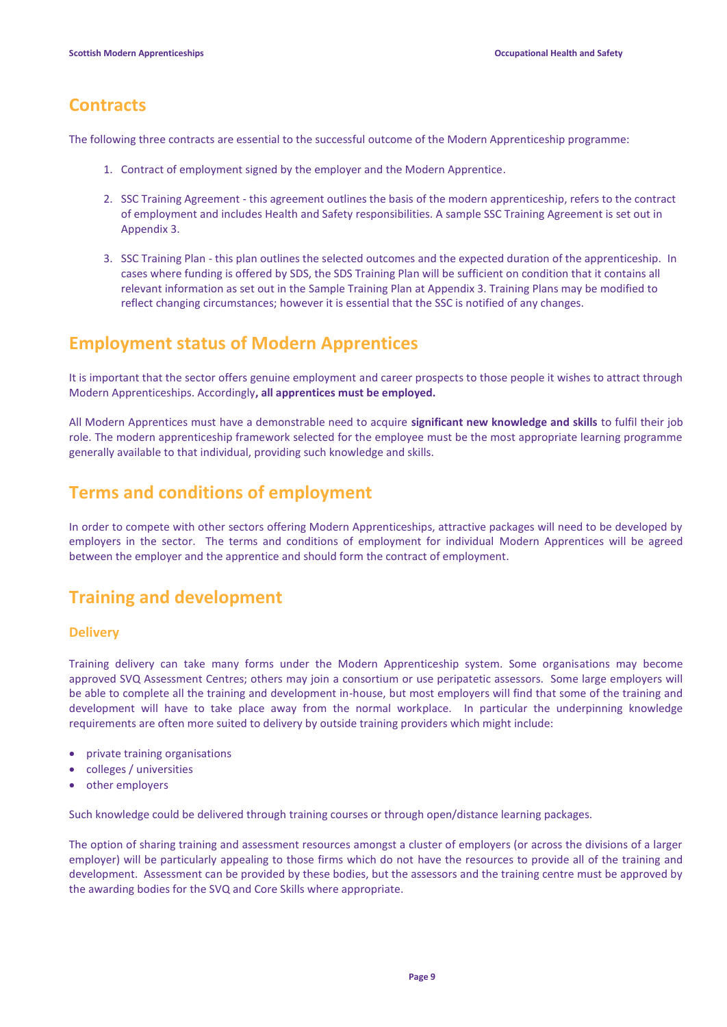## Contracts

The following three contracts are essential to the successful outcome of the Modern Apprenticeship programme:

1. Contract of employment signed by the employer and the Modern Apprentice.

2. SSC Training Agreement - this agreement outlines the basis of the modern apprenticeship, refers to the contract of employment and includes Health and Safety responsibilities. A sample SSC Training Agreement is set out in Appendix 3.

3. SSC Training Plan - this plan outlines the selected outcomes and the expected duration of the apprenticeship. In cases where funding is offered by SDS, the SDS Training Plan will be sufficient on condition that it contains all relevant information as set out in the Sample Training Plan at Appendix 3. Training Plans may be modified to reflect changing circumstances; however it is essential that the SSC is notified of any changes.

## Employment status of Modern Apprentices

It is important that the sector offers genuine employment and career prospects to those people it wishes to attract through Modern Apprenticeships. Accordingly**, all apprentices must be employed.**

All Modern Apprentices must have a demonstrable need to acquire **significant new knowledge and skills** to fulfil their job role. The modern apprenticeship framework selected for the employee must be the most appropriate learning programme generally available to that individual, providing such knowledge and skills.

## Terms and conditions of employment

In order to compete with other sectors offering Modern Apprenticeships, attractive packages will need to be developed by employers in the sector. The terms and conditions of employment for individual Modern Apprentices will be agreed between the employer and the apprentice and should form the contract of employment.

## Training and development

### Delivery

Training delivery can take many forms under the Modern Apprenticeship system. Some organisations may become approved SVQ Assessment Centres; others may join a consortium or use peripatetic assessors. Some large employers will be able to complete all the training and development in-house, but most employers will find that some of the training and development will have to take place away from the normal workplace. In particular the underpinning knowledge requirements are often more suited to delivery by outside training providers which might include:

- private training organisations
- colleges / universities
- other employers

Such knowledge could be delivered through training courses or through open/distance learning packages.

The option of sharing training and assessment resources amongst a cluster of employers (or across the divisions of a larger employer) will be particularly appealing to those firms which do not have the resources to provide all of the training and development. Assessment can be provided by these bodies, but the assessors and the training centre must be approved by the awarding bodies for the SVQ and Core Skills where appropriate.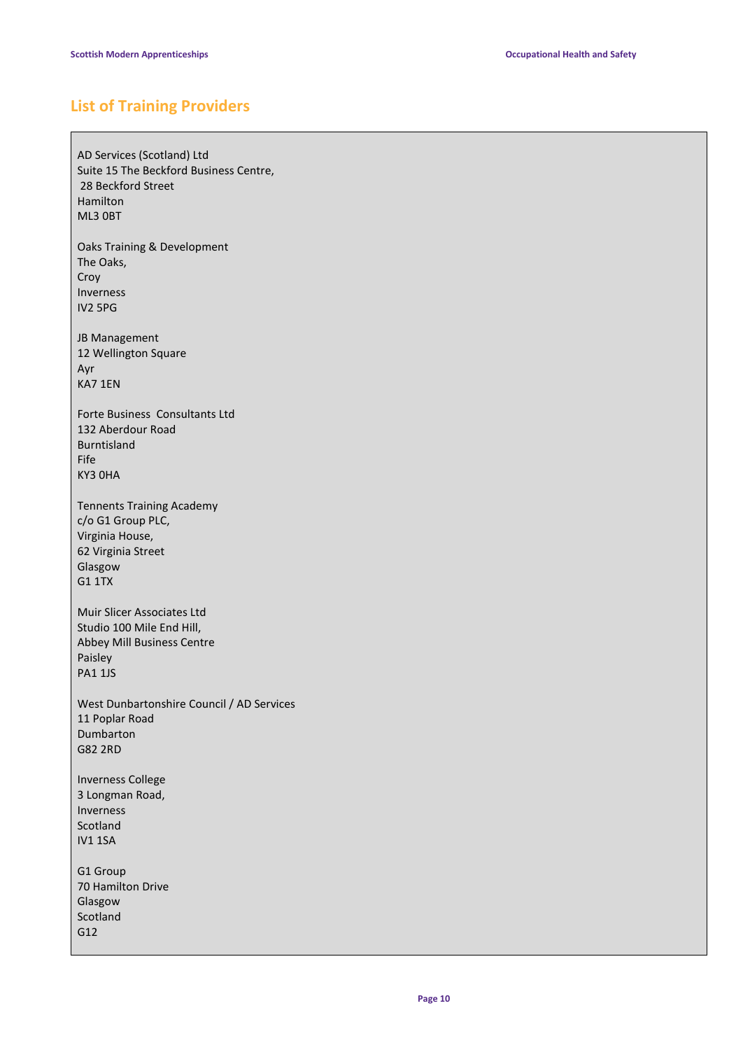## List of Training Providers

AD Services (Scotland) Ltd
Suite 15 The Beckford Business Centre,
28 Beckford Street
Hamilton
ML3 0BT

Oaks Training & Development
The Oaks,
Croy
Inverness
IV2 5PG

JB Management
12 Wellington Square
Ayr
KA7 1EN

Forte Business Consultants Ltd
132 Aberdour Road
Burntisland
Fife
KY3 0HA

Tennents Training Academy
c/o G1 Group PLC,
Virginia House,
62 Virginia Street
Glasgow
G1 1TX

Muir Slicer Associates Ltd
Studio 100 Mile End Hill,
Abbey Mill Business Centre
Paisley
PA1 1JS

West Dunbartonshire Council / AD Services
11 Poplar Road
Dumbarton
G82 2RD

Inverness College
3 Longman Road,
Inverness
Scotland
IV1 1SA

G1 Group
70 Hamilton Drive
Glasgow
Scotland
G12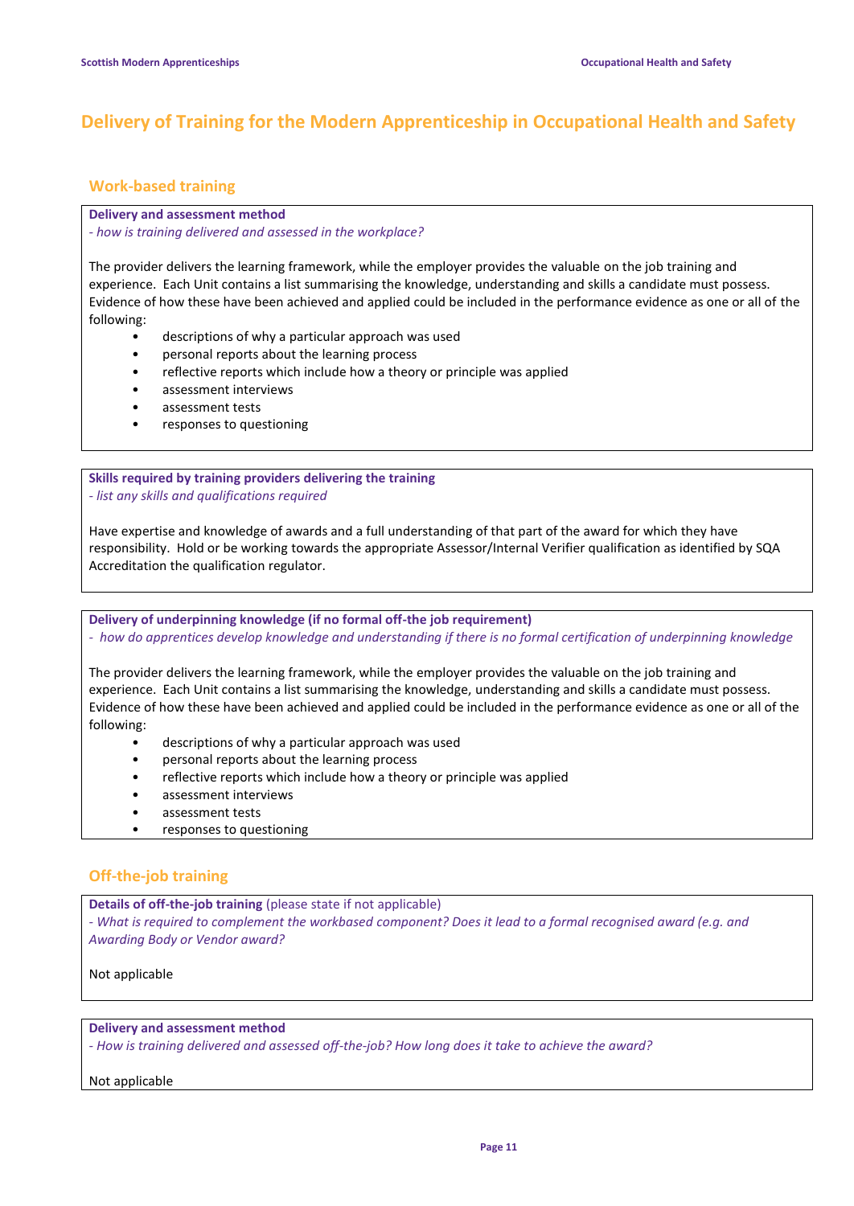# Delivery of Training for the Modern Apprenticeship in Occupational Health and Safety

## Work-based training

**Delivery and assessment method**

*- how is training delivered and assessed in the workplace?*

The provider delivers the learning framework, while the employer provides the valuable on the job training and experience. Each Unit contains a list summarising the knowledge, understanding and skills a candidate must possess. Evidence of how these have been achieved and applied could be included in the performance evidence as one or all of the following:

- descriptions of why a particular approach was used
- personal reports about the learning process
- reflective reports which include how a theory or principle was applied
- assessment interviews
- assessment tests
- responses to questioning

**Skills required by training providers delivering the training**

*- list any skills and qualifications required*

Have expertise and knowledge of awards and a full understanding of that part of the award for which they have responsibility. Hold or be working towards the appropriate Assessor/Internal Verifier qualification as identified by SQA Accreditation the qualification regulator.

**Delivery of underpinning knowledge (if no formal off-the job requirement)**

*- how do apprentices develop knowledge and understanding if there is no formal certification of underpinning knowledge*

The provider delivers the learning framework, while the employer provides the valuable on the job training and experience. Each Unit contains a list summarising the knowledge, understanding and skills a candidate must possess. Evidence of how these have been achieved and applied could be included in the performance evidence as one or all of the following:

- descriptions of why a particular approach was used
- personal reports about the learning process
- reflective reports which include how a theory or principle was applied
- assessment interviews
- assessment tests
- responses to questioning

## Off-the-job training

**Details of off-the-job training** (please state if not applicable)

*- What is required to complement the workbased component? Does it lead to a formal recognised award (e.g. and Awarding Body or Vendor award?*

Not applicable

**Delivery and assessment method**

*- How is training delivered and assessed off-the-job? How long does it take to achieve the award?*

Not applicable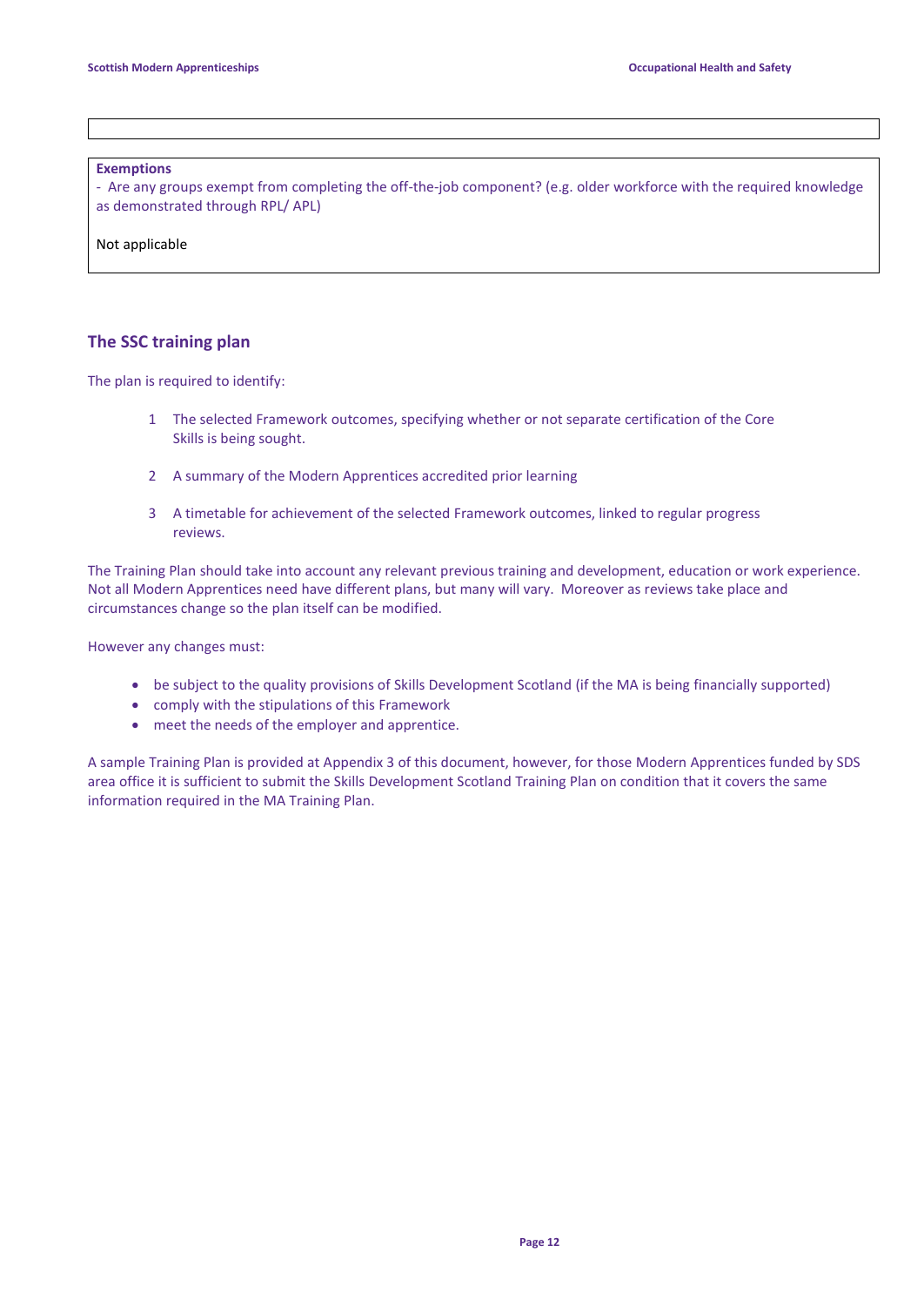**Exemptions**

- Are any groups exempt from completing the off-the-job component? (e.g. older workforce with the required knowledge as demonstrated through RPL/ APL)

Not applicable

## The SSC training plan

The plan is required to identify:

1. The selected Framework outcomes, specifying whether or not separate certification of the Core Skills is being sought.

2. A summary of the Modern Apprentices accredited prior learning

3. A timetable for achievement of the selected Framework outcomes, linked to regular progress reviews.

The Training Plan should take into account any relevant previous training and development, education or work experience. Not all Modern Apprentices need have different plans, but many will vary. Moreover as reviews take place and circumstances change so the plan itself can be modified.

However any changes must:

- be subject to the quality provisions of Skills Development Scotland (if the MA is being financially supported)
- comply with the stipulations of this Framework
- meet the needs of the employer and apprentice.

A sample Training Plan is provided at Appendix 3 of this document, however, for those Modern Apprentices funded by SDS area office it is sufficient to submit the Skills Development Scotland Training Plan on condition that it covers the same information required in the MA Training Plan.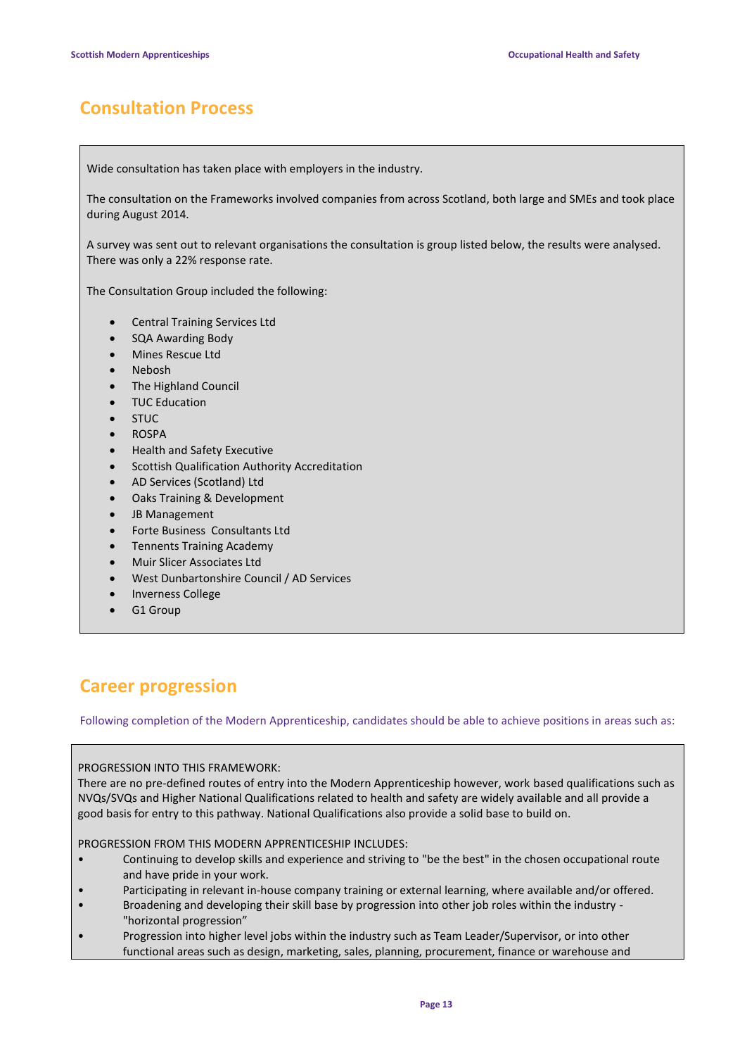## Consultation Process

Wide consultation has taken place with employers in the industry.

The consultation on the Frameworks involved companies from across Scotland, both large and SMEs and took place during August 2014.

A survey was sent out to relevant organisations the consultation is group listed below, the results were analysed. There was only a 22% response rate.

The Consultation Group included the following:

- Central Training Services Ltd
- SQA Awarding Body
- Mines Rescue Ltd
- Nebosh
- The Highland Council
- TUC Education
- STUC
- ROSPA
- Health and Safety Executive
- Scottish Qualification Authority Accreditation
- AD Services (Scotland) Ltd
- Oaks Training & Development
- JB Management
- Forte Business Consultants Ltd
- Tennents Training Academy
- Muir Slicer Associates Ltd
- West Dunbartonshire Council / AD Services
- Inverness College
- G1 Group

## Career progression

Following completion of the Modern Apprenticeship, candidates should be able to achieve positions in areas such as:

PROGRESSION INTO THIS FRAMEWORK:
There are no pre-defined routes of entry into the Modern Apprenticeship however, work based qualifications such as NVQs/SVQs and Higher National Qualifications related to health and safety are widely available and all provide a good basis for entry to this pathway. National Qualifications also provide a solid base to build on.

PROGRESSION FROM THIS MODERN APPRENTICESHIP INCLUDES:

- Continuing to develop skills and experience and striving to "be the best" in the chosen occupational route and have pride in your work.
- Participating in relevant in-house company training or external learning, where available and/or offered.
- Broadening and developing their skill base by progression into other job roles within the industry - "horizontal progression"
- Progression into higher level jobs within the industry such as Team Leader/Supervisor, or into other functional areas such as design, marketing, sales, planning, procurement, finance or warehouse and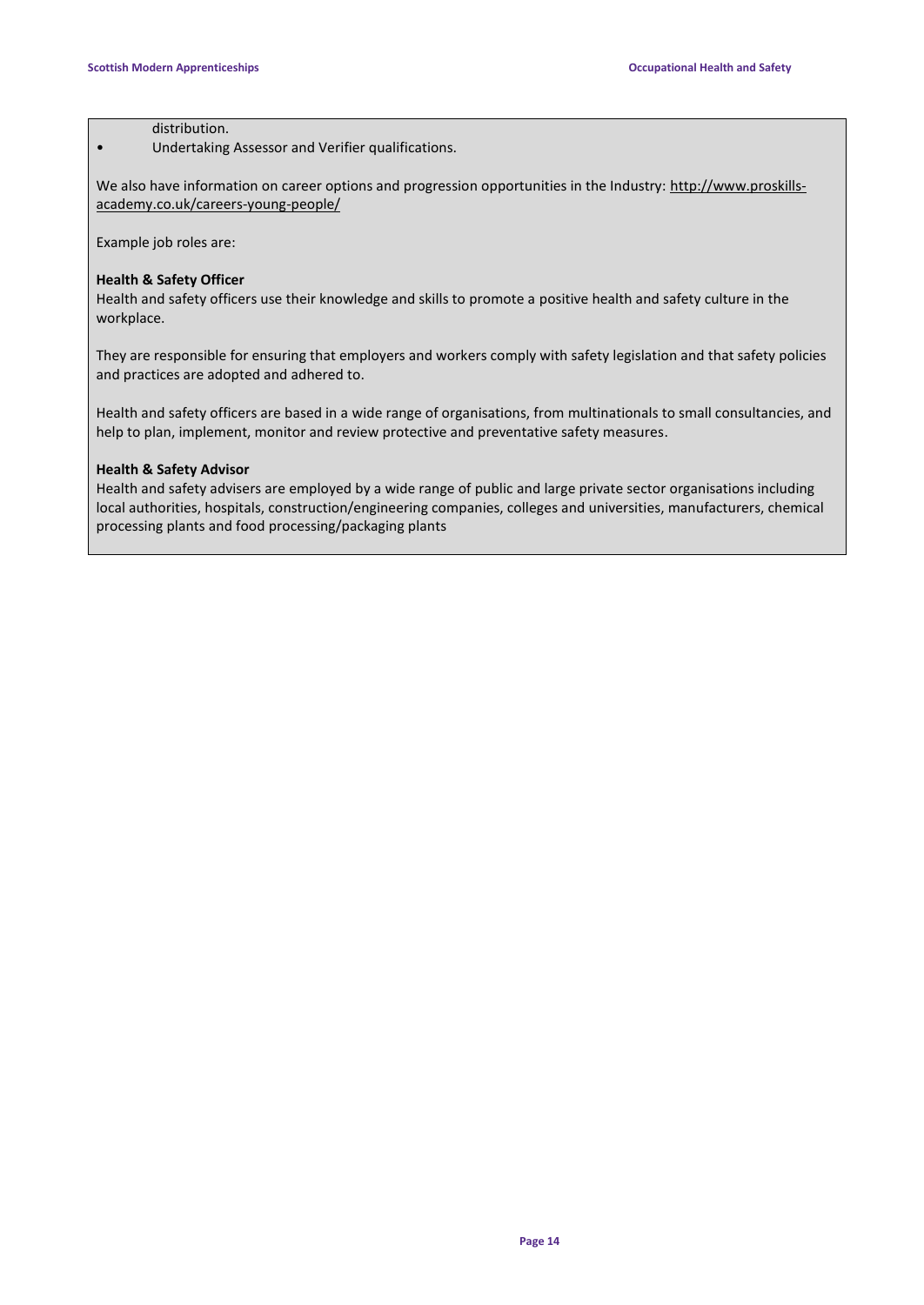distribution.

- Undertaking Assessor and Verifier qualifications.

We also have information on career options and progression opportunities in the Industry: http://www.proskills-academy.co.uk/careers-young-people/

Example job roles are:

**Health & Safety Officer**
Health and safety officers use their knowledge and skills to promote a positive health and safety culture in the workplace.

They are responsible for ensuring that employers and workers comply with safety legislation and that safety policies and practices are adopted and adhered to.

Health and safety officers are based in a wide range of organisations, from multinationals to small consultancies, and help to plan, implement, monitor and review protective and preventative safety measures.

**Health & Safety Advisor**
Health and safety advisers are employed by a wide range of public and large private sector organisations including local authorities, hospitals, construction/engineering companies, colleges and universities, manufacturers, chemical processing plants and food processing/packaging plants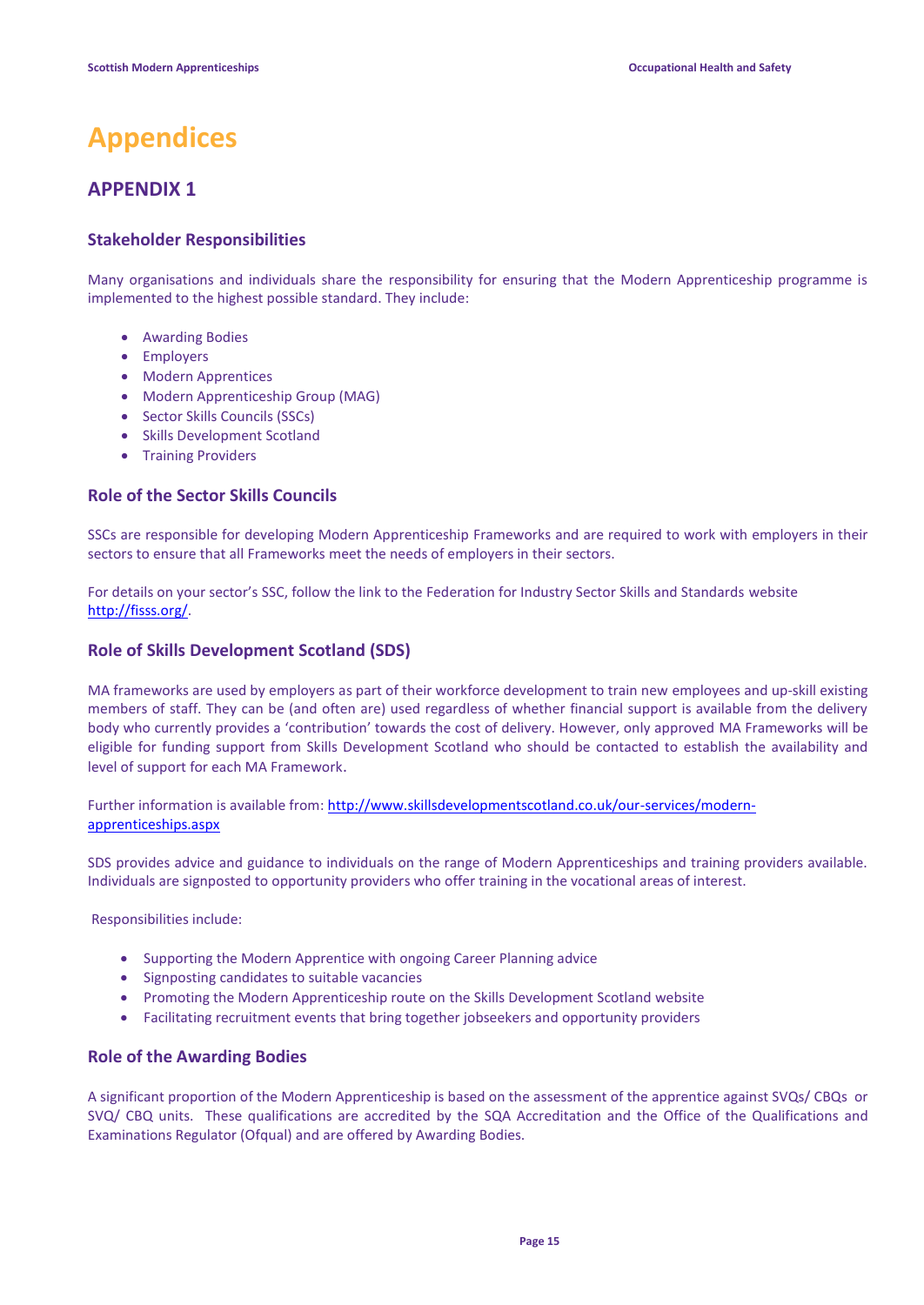# Appendices

## APPENDIX 1

### Stakeholder Responsibilities

Many organisations and individuals share the responsibility for ensuring that the Modern Apprenticeship programme is implemented to the highest possible standard. They include:

- Awarding Bodies
- Employers
- Modern Apprentices
- Modern Apprenticeship Group (MAG)
- Sector Skills Councils (SSCs)
- Skills Development Scotland
- Training Providers

### Role of the Sector Skills Councils

SSCs are responsible for developing Modern Apprenticeship Frameworks and are required to work with employers in their sectors to ensure that all Frameworks meet the needs of employers in their sectors.

For details on your sector's SSC, follow the link to the Federation for Industry Sector Skills and Standards website http://fisss.org/.

### Role of Skills Development Scotland (SDS)

MA frameworks are used by employers as part of their workforce development to train new employees and up-skill existing members of staff. They can be (and often are) used regardless of whether financial support is available from the delivery body who currently provides a 'contribution' towards the cost of delivery. However, only approved MA Frameworks will be eligible for funding support from Skills Development Scotland who should be contacted to establish the availability and level of support for each MA Framework.

Further information is available from: http://www.skillsdevelopmentscotland.co.uk/our-services/modern-apprenticeships.aspx

SDS provides advice and guidance to individuals on the range of Modern Apprenticeships and training providers available. Individuals are signposted to opportunity providers who offer training in the vocational areas of interest.

Responsibilities include:

- Supporting the Modern Apprentice with ongoing Career Planning advice
- Signposting candidates to suitable vacancies
- Promoting the Modern Apprenticeship route on the Skills Development Scotland website
- Facilitating recruitment events that bring together jobseekers and opportunity providers

### Role of the Awarding Bodies

A significant proportion of the Modern Apprenticeship is based on the assessment of the apprentice against SVQs/ CBQs or SVQ/ CBQ units. These qualifications are accredited by the SQA Accreditation and the Office of the Qualifications and Examinations Regulator (Ofqual) and are offered by Awarding Bodies.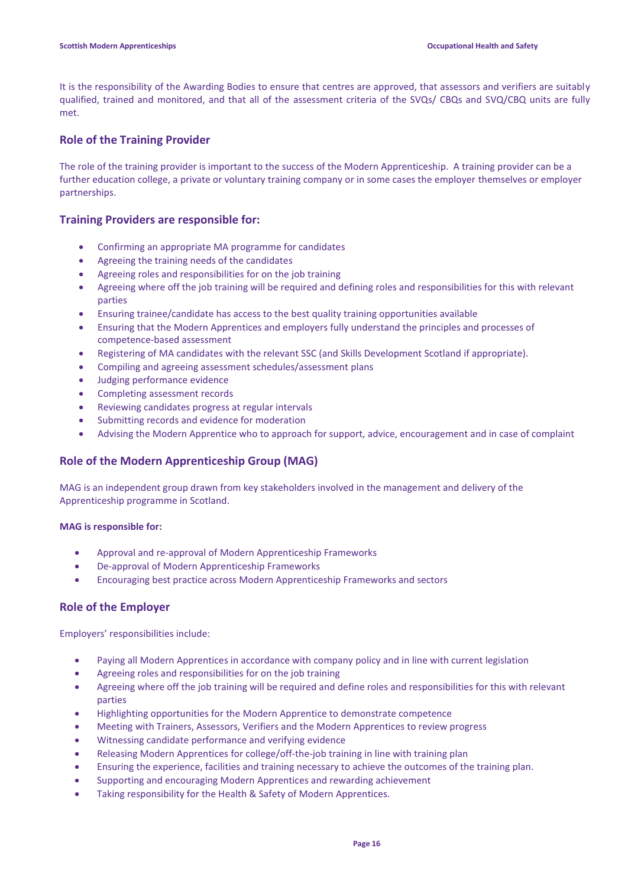It is the responsibility of the Awarding Bodies to ensure that centres are approved, that assessors and verifiers are suitably qualified, trained and monitored, and that all of the assessment criteria of the SVQs/ CBQs and SVQ/CBQ units are fully met.

## Role of the Training Provider

The role of the training provider is important to the success of the Modern Apprenticeship. A training provider can be a further education college, a private or voluntary training company or in some cases the employer themselves or employer partnerships.

## Training Providers are responsible for:

- Confirming an appropriate MA programme for candidates
- Agreeing the training needs of the candidates
- Agreeing roles and responsibilities for on the job training
- Agreeing where off the job training will be required and defining roles and responsibilities for this with relevant parties
- Ensuring trainee/candidate has access to the best quality training opportunities available
- Ensuring that the Modern Apprentices and employers fully understand the principles and processes of competence-based assessment
- Registering of MA candidates with the relevant SSC (and Skills Development Scotland if appropriate).
- Compiling and agreeing assessment schedules/assessment plans
- Judging performance evidence
- Completing assessment records
- Reviewing candidates progress at regular intervals
- Submitting records and evidence for moderation
- Advising the Modern Apprentice who to approach for support, advice, encouragement and in case of complaint

## Role of the Modern Apprenticeship Group (MAG)

MAG is an independent group drawn from key stakeholders involved in the management and delivery of the Apprenticeship programme in Scotland.

**MAG is responsible for:**

- Approval and re-approval of Modern Apprenticeship Frameworks
- De-approval of Modern Apprenticeship Frameworks
- Encouraging best practice across Modern Apprenticeship Frameworks and sectors

## Role of the Employer

Employers' responsibilities include:

- Paying all Modern Apprentices in accordance with company policy and in line with current legislation
- Agreeing roles and responsibilities for on the job training
- Agreeing where off the job training will be required and define roles and responsibilities for this with relevant parties
- Highlighting opportunities for the Modern Apprentice to demonstrate competence
- Meeting with Trainers, Assessors, Verifiers and the Modern Apprentices to review progress
- Witnessing candidate performance and verifying evidence
- Releasing Modern Apprentices for college/off-the-job training in line with training plan
- Ensuring the experience, facilities and training necessary to achieve the outcomes of the training plan.
- Supporting and encouraging Modern Apprentices and rewarding achievement
- Taking responsibility for the Health & Safety of Modern Apprentices.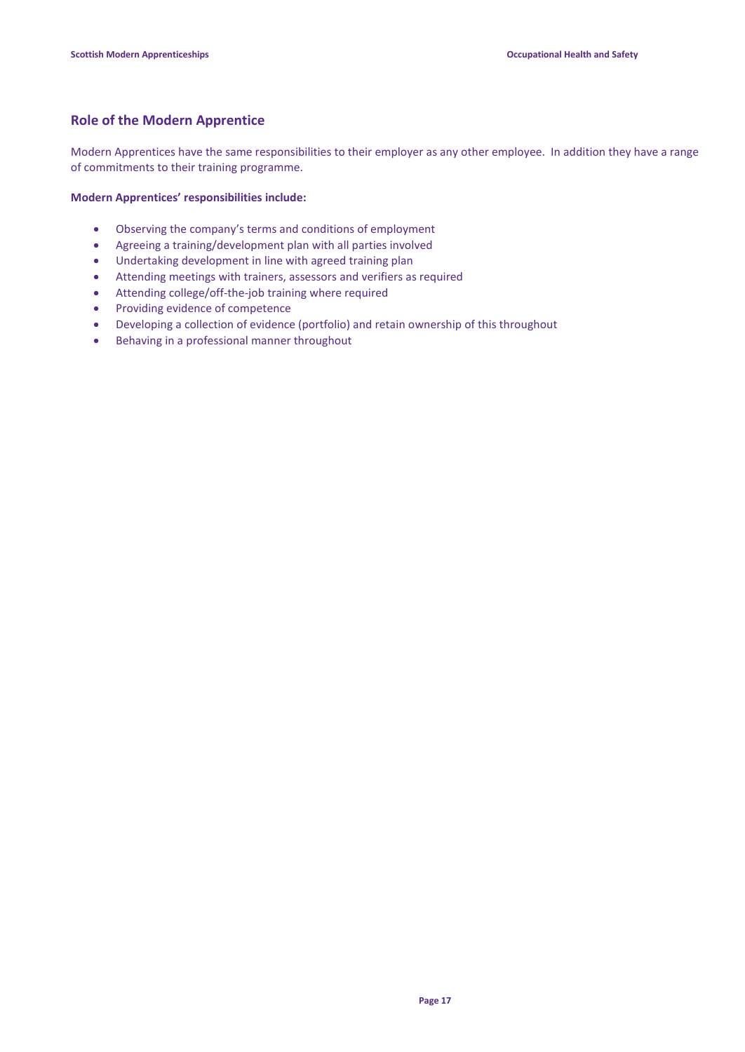## Role of the Modern Apprentice

Modern Apprentices have the same responsibilities to their employer as any other employee. In addition they have a range of commitments to their training programme.

**Modern Apprentices' responsibilities include:**

- Observing the company's terms and conditions of employment
- Agreeing a training/development plan with all parties involved
- Undertaking development in line with agreed training plan
- Attending meetings with trainers, assessors and verifiers as required
- Attending college/off-the-job training where required
- Providing evidence of competence
- Developing a collection of evidence (portfolio) and retain ownership of this throughout
- Behaving in a professional manner throughout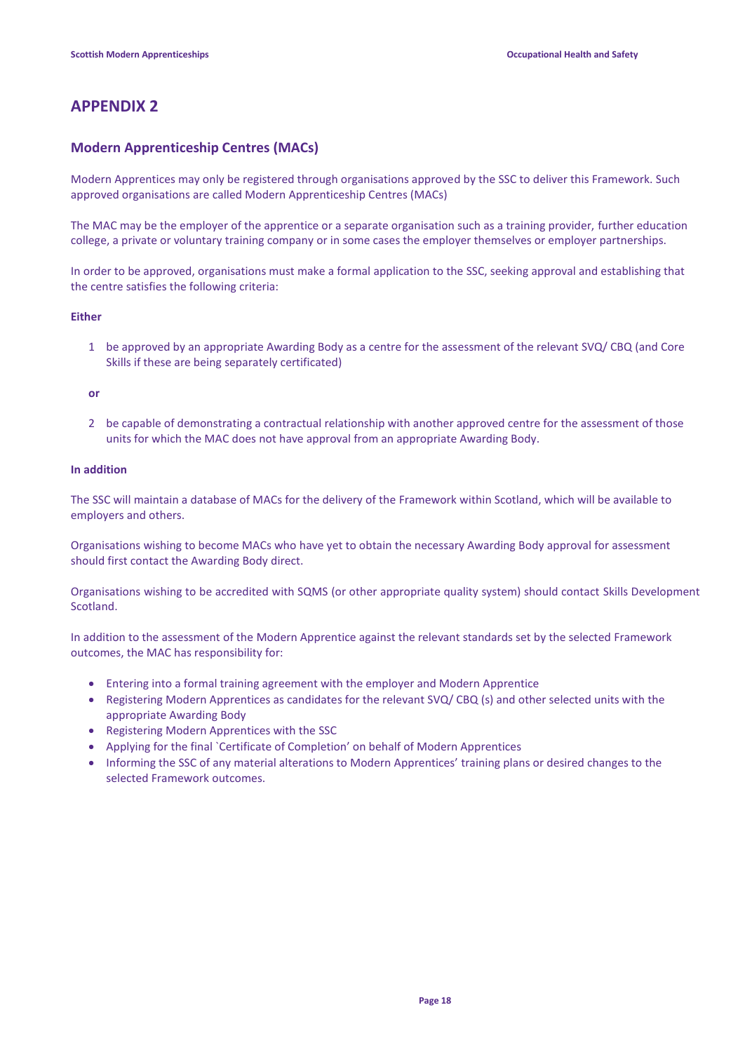# APPENDIX 2

## Modern Apprenticeship Centres (MACs)

Modern Apprentices may only be registered through organisations approved by the SSC to deliver this Framework. Such approved organisations are called Modern Apprenticeship Centres (MACs)

The MAC may be the employer of the apprentice or a separate organisation such as a training provider, further education college, a private or voluntary training company or in some cases the employer themselves or employer partnerships.

In order to be approved, organisations must make a formal application to the SSC, seeking approval and establishing that the centre satisfies the following criteria:

**Either**

1. be approved by an appropriate Awarding Body as a centre for the assessment of the relevant SVQ/ CBQ (and Core Skills if these are being separately certificated)

**or**

2. be capable of demonstrating a contractual relationship with another approved centre for the assessment of those units for which the MAC does not have approval from an appropriate Awarding Body.

**In addition**

The SSC will maintain a database of MACs for the delivery of the Framework within Scotland, which will be available to employers and others.

Organisations wishing to become MACs who have yet to obtain the necessary Awarding Body approval for assessment should first contact the Awarding Body direct.

Organisations wishing to be accredited with SQMS (or other appropriate quality system) should contact Skills Development Scotland.

In addition to the assessment of the Modern Apprentice against the relevant standards set by the selected Framework outcomes, the MAC has responsibility for:

- Entering into a formal training agreement with the employer and Modern Apprentice
- Registering Modern Apprentices as candidates for the relevant SVQ/ CBQ (s) and other selected units with the appropriate Awarding Body
- Registering Modern Apprentices with the SSC
- Applying for the final `Certificate of Completion' on behalf of Modern Apprentices
- Informing the SSC of any material alterations to Modern Apprentices' training plans or desired changes to the selected Framework outcomes.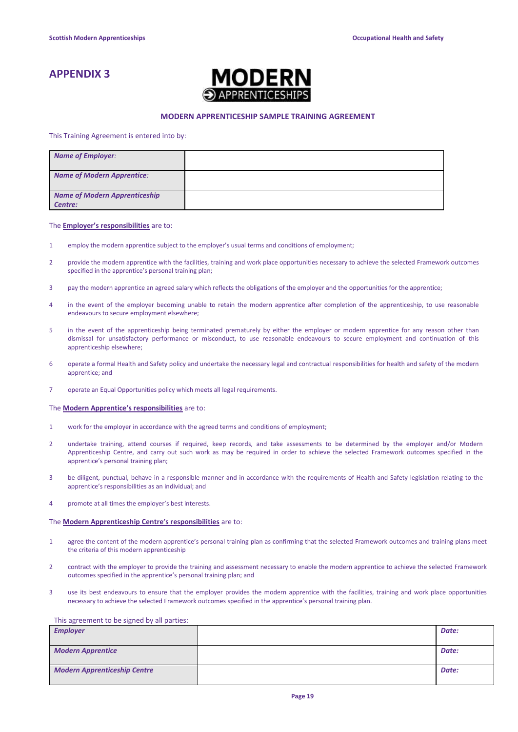# APPENDIX 3

MODERN APPRENTICESHIPS

**MODERN APPRENTICESHIP SAMPLE TRAINING AGREEMENT**

This Training Agreement is entered into by:

| | |
|---|---|
| ***Name of Employer:*** | |
| ***Name of Modern Apprentice:*** | |
| ***Name of Modern Apprenticeship Centre:*** | |

The **Employer's responsibilities** are to:

1. employ the modern apprentice subject to the employer's usual terms and conditions of employment;
2. provide the modern apprentice with the facilities, training and work place opportunities necessary to achieve the selected Framework outcomes specified in the apprentice's personal training plan;
3. pay the modern apprentice an agreed salary which reflects the obligations of the employer and the opportunities for the apprentice;
4. in the event of the employer becoming unable to retain the modern apprentice after completion of the apprenticeship, to use reasonable endeavours to secure employment elsewhere;
5. in the event of the apprenticeship being terminated prematurely by either the employer or modern apprentice for any reason other than dismissal for unsatisfactory performance or misconduct, to use reasonable endeavours to secure employment and continuation of this apprenticeship elsewhere;
6. operate a formal Health and Safety policy and undertake the necessary legal and contractual responsibilities for health and safety of the modern apprentice; and
7. operate an Equal Opportunities policy which meets all legal requirements.

The **Modern Apprentice's responsibilities** are to:

1. work for the employer in accordance with the agreed terms and conditions of employment;
2. undertake training, attend courses if required, keep records, and take assessments to be determined by the employer and/or Modern Apprenticeship Centre, and carry out such work as may be required in order to achieve the selected Framework outcomes specified in the apprentice's personal training plan;
3. be diligent, punctual, behave in a responsible manner and in accordance with the requirements of Health and Safety legislation relating to the apprentice's responsibilities as an individual; and
4. promote at all times the employer's best interests.

The **Modern Apprenticeship Centre's responsibilities** are to:

1. agree the content of the modern apprentice's personal training plan as confirming that the selected Framework outcomes and training plans meet the criteria of this modern apprenticeship
2. contract with the employer to provide the training and assessment necessary to enable the modern apprentice to achieve the selected Framework outcomes specified in the apprentice's personal training plan; and
3. use its best endeavours to ensure that the employer provides the modern apprentice with the facilities, training and work place opportunities necessary to achieve the selected Framework outcomes specified in the apprentice's personal training plan.

This agreement to be signed by all parties:

| | | |
|---|---|---|
| ***Employer*** | | ***Date:*** |
| ***Modern Apprentice*** | | ***Date:*** |
| ***Modern Apprenticeship Centre*** | | ***Date:*** |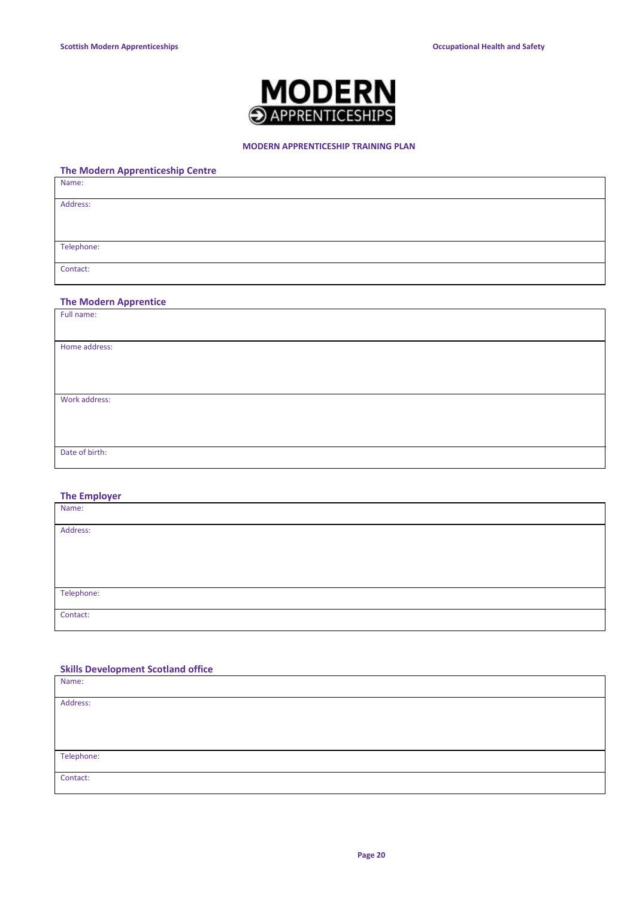MODERN APPRENTICESHIPS

**MODERN APPRENTICESHIP TRAINING PLAN**

## The Modern Apprenticeship Centre

| |
|---|
| Name: |
| Address: |
| Telephone: |
| Contact: |

## The Modern Apprentice

| |
|---|
| Full name: |
| Home address: |
| Work address: |
| Date of birth: |

## The Employer

| |
|---|
| Name: |
| Address: |
| Telephone: |
| Contact: |

## Skills Development Scotland office

| |
|---|
| Name: |
| Address: |
| Telephone: |
| Contact: |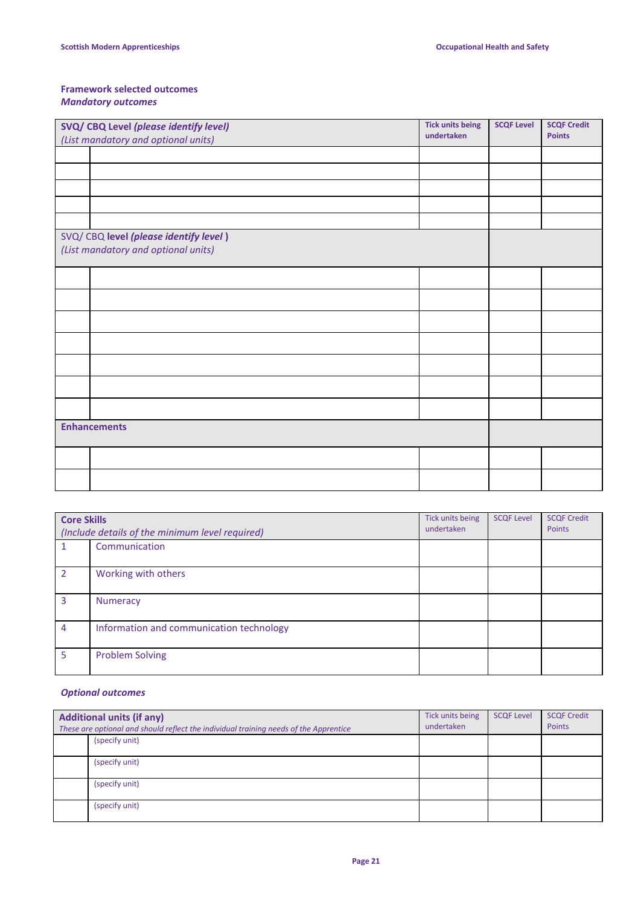**Framework selected outcomes**
***Mandatory outcomes***

| **SVQ/ CBQ Level *(please identify level)*** *(List mandatory and optional units)* | | **Tick units being undertaken** | **SCQF Level** | **SCQF Credit Points** |
|---|---|---|---|---|
| | | | | |
| | | | | |
| | | | | |
| | | | | |
| | | | | |
| SVQ/ CBQ **level *(please identify level* )** *(List mandatory and optional units)* | | | | |
| | | | | |
| | | | | |
| | | | | |
| | | | | |
| | | | | |
| | | | | |
| | | | | |
| **Enhancements** | | | | |
| | | | | |
| | | | | |

| **Core Skills** *(Include details of the minimum level required)* | | Tick units being undertaken | SCQF Level | SCQF Credit Points |
|---|---|---|---|---|
| 1 | Communication | | | |
| 2 | Working with others | | | |
| 3 | Numeracy | | | |
| 4 | Information and communication technology | | | |
| 5 | Problem Solving | | | |

***Optional outcomes***

| **Additional units (if any)** *These are optional and should reflect the individual training needs of the Apprentice* | | Tick units being undertaken | SCQF Level | SCQF Credit Points |
|---|---|---|---|---|
| | (specify unit) | | | |
| | (specify unit) | | | |
| | (specify unit) | | | |
| | (specify unit) | | | |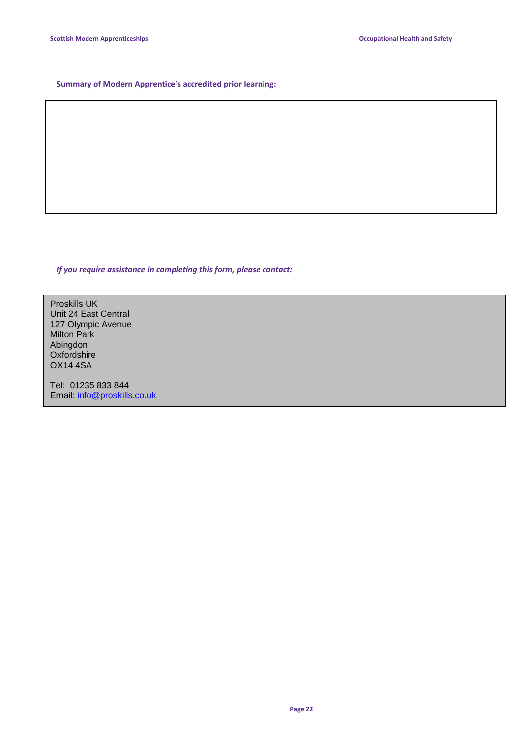**Summary of Modern Apprentice's accredited prior learning:**

| |
|---|
| |

*If you require assistance in completing this form, please contact:*

Proskills UK
Unit 24 East Central
127 Olympic Avenue
Milton Park
Abingdon
Oxfordshire
OX14 4SA

Tel: 01235 833 844
Email: info@proskills.co.uk